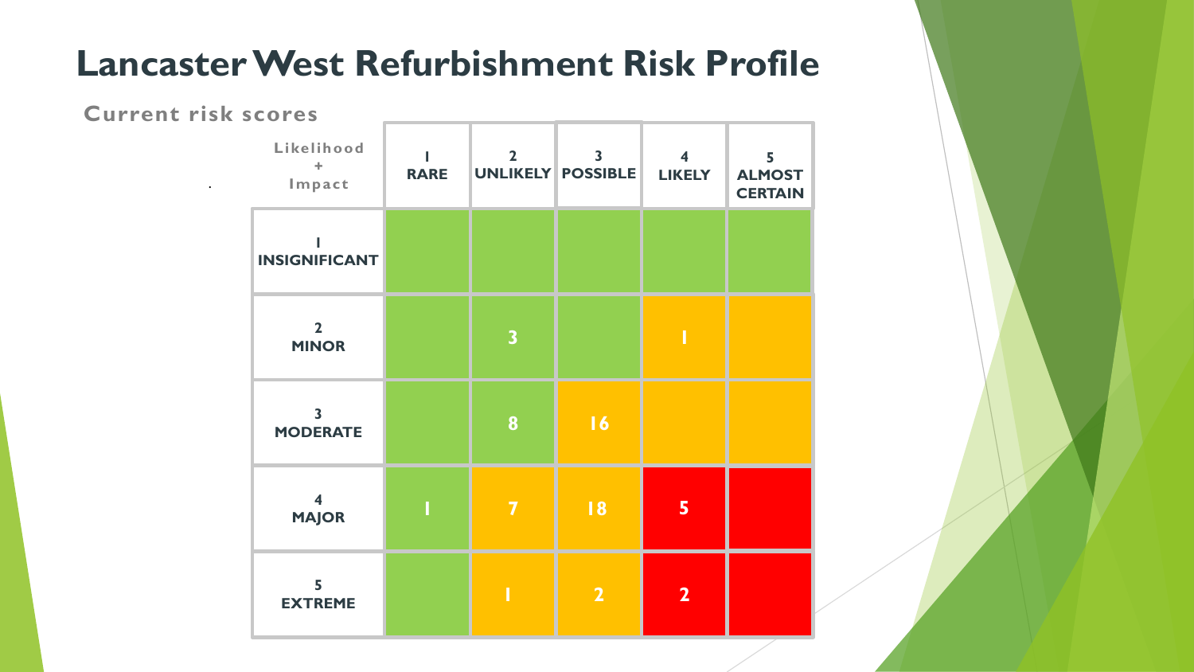# Lancaster West Refurbishment Risk Profile

**Current risk scores**

| Likelihood + Impact | 1 RARE | 2 UNLIKELY | 3 POSSIBLE | 4 LIKELY | 5 ALMOST CERTAIN |
|---|---|---|---|---|---|
| **1 INSIGNIFICANT** | | | | | |
| **2 MINOR** | | 3 | | 1 | |
| **3 MODERATE** | | 8 | 16 | | |
| **4 MAJOR** | 1 | 7 | 18 | 5 | |
| **5 EXTREME** | | 1 | 2 | 2 | |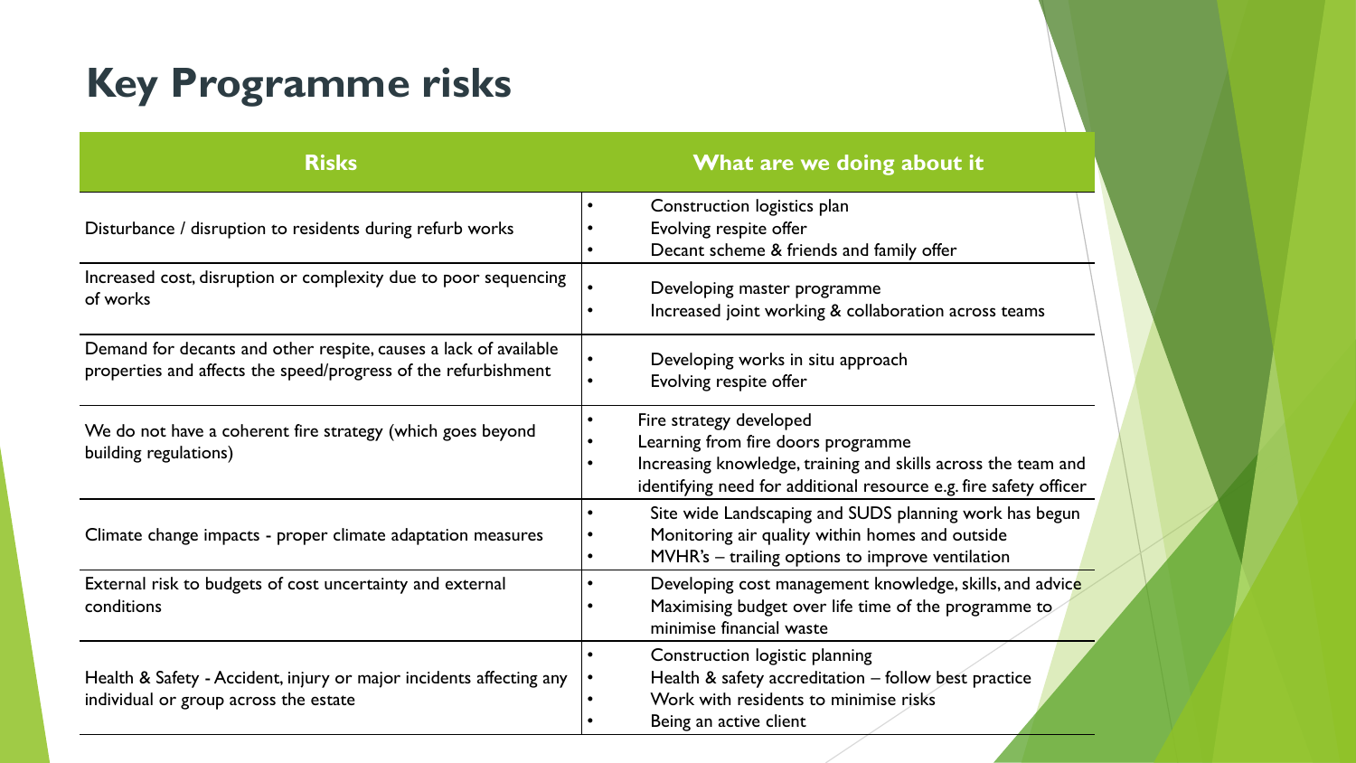# Key Programme risks

| Risks | What are we doing about it |
|---|---|
| Disturbance / disruption to residents during refurb works | • Construction logistics plan<br>• Evolving respite offer<br>• Decant scheme & friends and family offer |
| Increased cost, disruption or complexity due to poor sequencing of works | • Developing master programme<br>• Increased joint working & collaboration across teams |
| Demand for decants and other respite, causes a lack of available properties and affects the speed/progress of the refurbishment | • Developing works in situ approach<br>• Evolving respite offer |
| We do not have a coherent fire strategy (which goes beyond building regulations) | • Fire strategy developed<br>• Learning from fire doors programme<br>• Increasing knowledge, training and skills across the team and identifying need for additional resource e.g. fire safety officer |
| Climate change impacts - proper climate adaptation measures | • Site wide Landscaping and SUDS planning work has begun<br>• Monitoring air quality within homes and outside<br>• MVHR's – trailing options to improve ventilation |
| External risk to budgets of cost uncertainty and external conditions | • Developing cost management knowledge, skills, and advice<br>• Maximising budget over life time of the programme to minimise financial waste |
| Health & Safety - Accident, injury or major incidents affecting any individual or group across the estate | • Construction logistic planning<br>• Health & safety accreditation – follow best practice<br>• Work with residents to minimise risks<br>• Being an active client |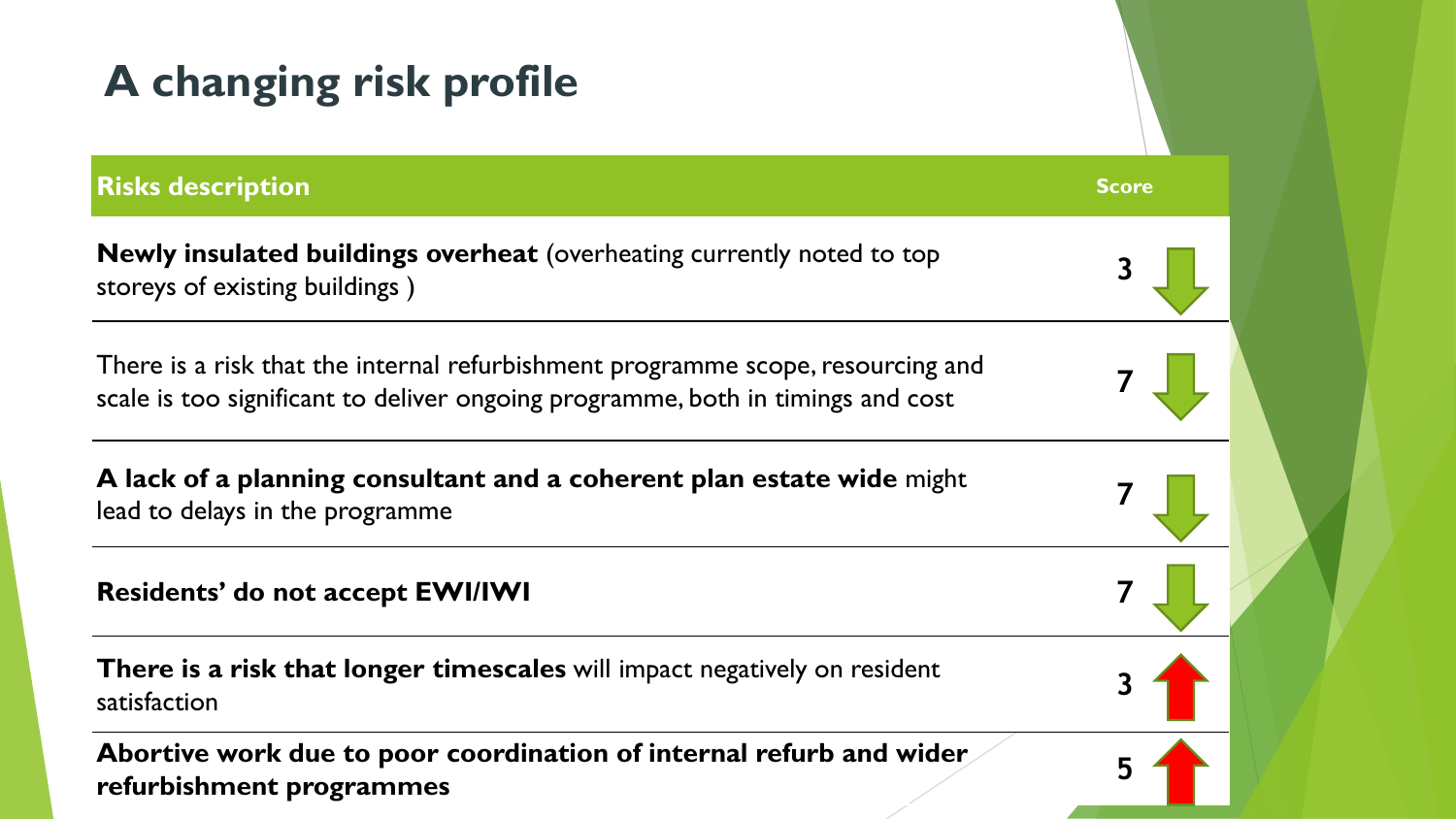# A changing risk profile

| Risks description | Score |
|---|---|
| **Newly insulated buildings overheat** (overheating currently noted to top storeys of existing buildings ) | 3 ↓ |
| There is a risk that the internal refurbishment programme scope, resourcing and scale is too significant to deliver ongoing programme, both in timings and cost | 7 ↓ |
| **A lack of a planning consultant and a coherent plan estate wide** might lead to delays in the programme | 7 ↓ |
| **Residents' do not accept EWI/IWI** | 7 ↓ |
| **There is a risk that longer timescales** will impact negatively on resident satisfaction | 3 ↑ |
| **Abortive work due to poor coordination of internal refurb and wider refurbishment programmes** | 5 ↑ |